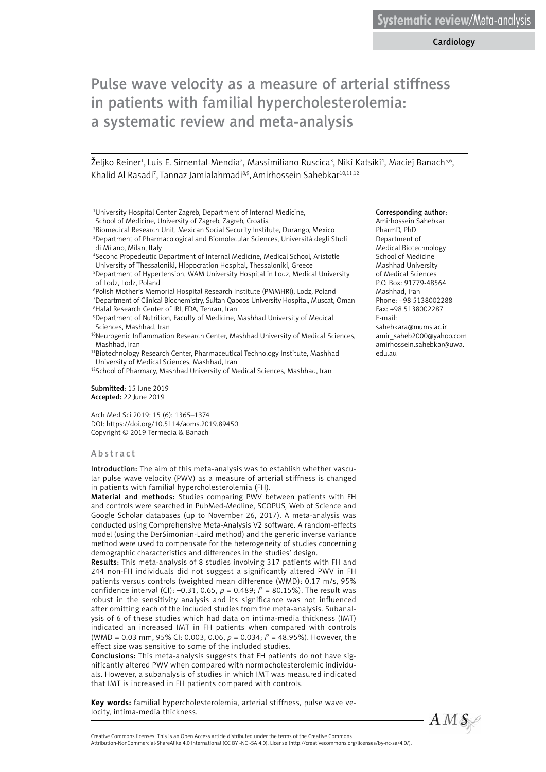Systematic review/Meta-analysis

Cardiology

# Pulse wave velocity as a measure of arterial stiffness in patients with familial hypercholesterolemia: a systematic review and meta-analysis

Željko Reiner[1], Luis E. Simental-Mendía[2], Massimiliano Ruscica[3], Niki Katsiki[4], Maciej Banach[5,6], Khalid Al Rasadi[7], Tannaz Jamialahmadi[8,9], Amirhossein Sahebkar[10,11,12]

[1]University Hospital Center Zagreb, Department of Internal Medicine, School of Medicine, University of Zagreb, Zagreb, Croatia
[2]Biomedical Research Unit, Mexican Social Security Institute, Durango, Mexico
[3]Department of Pharmacological and Biomolecular Sciences, Università degli Studi di Milano, Milan, Italy
[4]Second Propedeutic Department of Internal Medicine, Medical School, Aristotle University of Thessaloniki, Hippocration Hospital, Thessaloniki, Greece
[5]Department of Hypertension, WAM University Hospital in Lodz, Medical University of Lodz, Lodz, Poland
[6]Polish Mother's Memorial Hospital Research Institute (PMMHRI), Lodz, Poland
[7]Department of Clinical Biochemistry, Sultan Qaboos University Hospital, Muscat, Oman
[8]Halal Research Center of IRI, FDA, Tehran, Iran
[9]Department of Nutrition, Faculty of Medicine, Mashhad University of Medical Sciences, Mashhad, Iran
[10]Neurogenic Inflammation Research Center, Mashhad University of Medical Sciences, Mashhad, Iran
[11]Biotechnology Research Center, Pharmaceutical Technology Institute, Mashhad University of Medical Sciences, Mashhad, Iran
[12]School of Pharmacy, Mashhad University of Medical Sciences, Mashhad, Iran

**Corresponding author:**
Amirhossein Sahebkar PharmD, PhD
Department of Medical Biotechnology
School of Medicine
Mashhad University of Medical Sciences
P.O. Box: 91779-48564
Mashhad, Iran
Phone: +98 5138002288
Fax: +98 5138002287
E-mail:
sahebkara@mums.ac.ir
amir_saheb2000@yahoo.com
amirhossein.sahebkar@uwa.edu.au

**Submitted:** 15 June 2019
**Accepted:** 22 June 2019

Arch Med Sci 2019; 15 (6): 1365–1374
DOI: https://doi.org/10.5114/aoms.2019.89450
Copyright © 2019 Termedia & Banach

## Abstract

**Introduction:** The aim of this meta-analysis was to establish whether vascular pulse wave velocity (PWV) as a measure of arterial stiffness is changed in patients with familial hypercholesterolemia (FH).

**Material and methods:** Studies comparing PWV between patients with FH and controls were searched in PubMed-Medline, SCOPUS, Web of Science and Google Scholar databases (up to November 26, 2017). A meta-analysis was conducted using Comprehensive Meta-Analysis V2 software. A random-effects model (using the DerSimonian-Laird method) and the generic inverse variance method were used to compensate for the heterogeneity of studies concerning demographic characteristics and differences in the studies' design.

**Results:** This meta-analysis of 8 studies involving 317 patients with FH and 244 non-FH individuals did not suggest a significantly altered PWV in FH patients versus controls (weighted mean difference (WMD): 0.17 m/s, 95% confidence interval (CI): –0.31, 0.65, $p = 0.489$; $I^2 = 80.15\%$). The result was robust in the sensitivity analysis and its significance was not influenced after omitting each of the included studies from the meta-analysis. Subanalysis of 6 of these studies which had data on intima-media thickness (IMT) indicated an increased IMT in FH patients when compared with controls (WMD = 0.03 mm, 95% CI: 0.003, 0.06, $p = 0.034$; $I^2 = 48.95\%$). However, the effect size was sensitive to some of the included studies.

**Conclusions:** This meta-analysis suggests that FH patients do not have significantly altered PWV when compared with normocholesterolemic individuals. However, a subanalysis of studies in which IMT was measured indicated that IMT is increased in FH patients compared with controls.

**Key words:** familial hypercholesterolemia, arterial stiffness, pulse wave velocity, intima-media thickness.

Creative Commons licenses: This is an Open Access article distributed under the terms of the Creative Commons Attribution-NonCommercial-ShareAlike 4.0 International (CC BY -NC -SA 4.0). License (http://creativecommons.org/licenses/by-nc-sa/4.0/).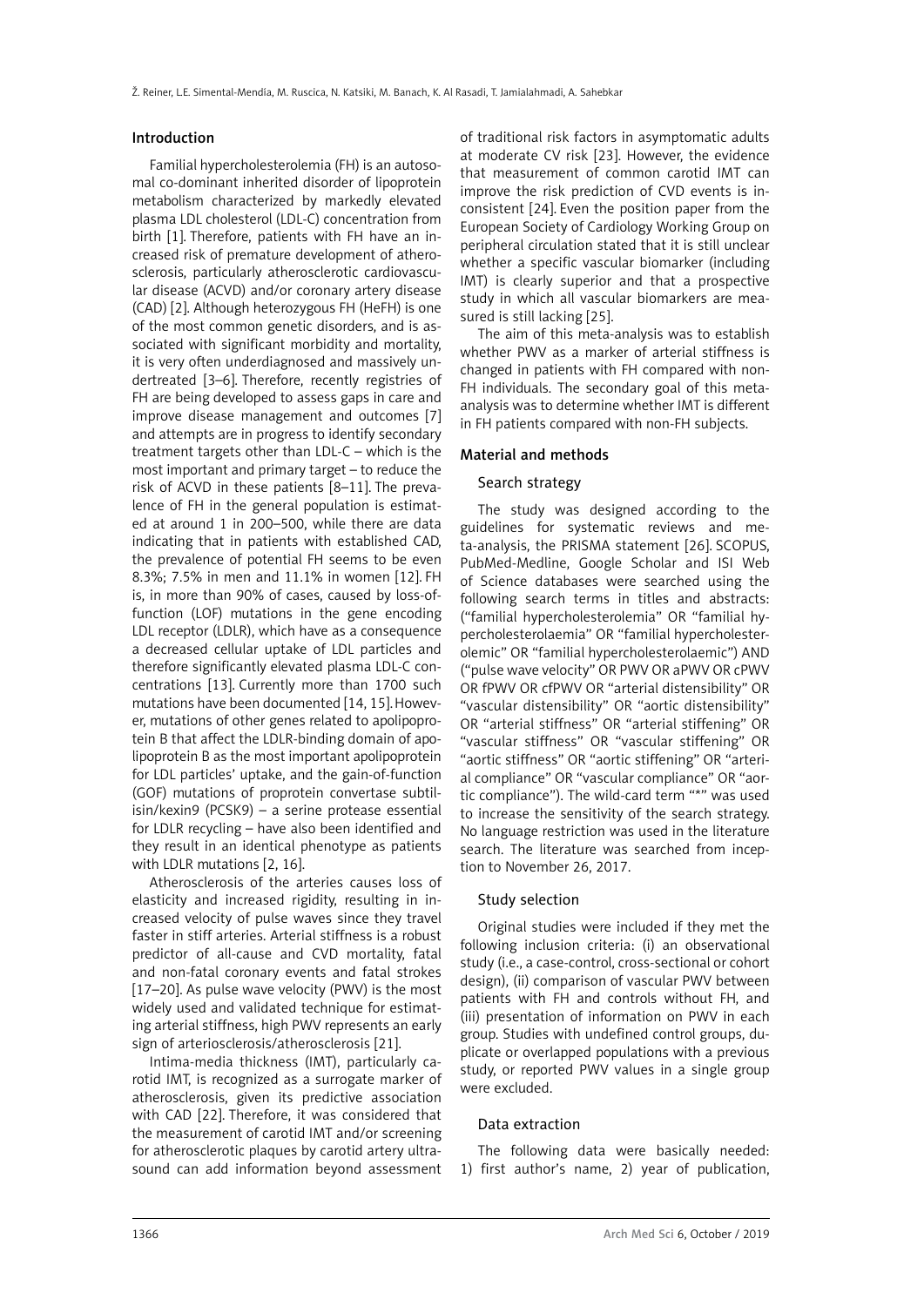## Introduction

Familial hypercholesterolemia (FH) is an autosomal co-dominant inherited disorder of lipoprotein metabolism characterized by markedly elevated plasma LDL cholesterol (LDL-C) concentration from birth [1]. Therefore, patients with FH have an increased risk of premature development of atherosclerosis, particularly atherosclerotic cardiovascular disease (ACVD) and/or coronary artery disease (CAD) [2]. Although heterozygous FH (HeFH) is one of the most common genetic disorders, and is associated with significant morbidity and mortality, it is very often underdiagnosed and massively undertreated [3–6]. Therefore, recently registries of FH are being developed to assess gaps in care and improve disease management and outcomes [7] and attempts are in progress to identify secondary treatment targets other than LDL-C – which is the most important and primary target – to reduce the risk of ACVD in these patients [8–11]. The prevalence of FH in the general population is estimated at around 1 in 200–500, while there are data indicating that in patients with established CAD, the prevalence of potential FH seems to be even 8.3%; 7.5% in men and 11.1% in women [12]. FH is, in more than 90% of cases, caused by loss-of-function (LOF) mutations in the gene encoding LDL receptor (LDLR), which have as a consequence a decreased cellular uptake of LDL particles and therefore significantly elevated plasma LDL-C concentrations [13]. Currently more than 1700 such mutations have been documented [14, 15]. However, mutations of other genes related to apolipoprotein B that affect the LDLR-binding domain of apolipoprotein B as the most important apolipoprotein for LDL particles' uptake, and the gain-of-function (GOF) mutations of proprotein convertase subtilisin/kexin9 (PCSK9) – a serine protease essential for LDLR recycling – have also been identified and they result in an identical phenotype as patients with LDLR mutations [2, 16].

Atherosclerosis of the arteries causes loss of elasticity and increased rigidity, resulting in increased velocity of pulse waves since they travel faster in stiff arteries. Arterial stiffness is a robust predictor of all-cause and CVD mortality, fatal and non-fatal coronary events and fatal strokes [17–20]. As pulse wave velocity (PWV) is the most widely used and validated technique for estimating arterial stiffness, high PWV represents an early sign of arteriosclerosis/atherosclerosis [21].

Intima-media thickness (IMT), particularly carotid IMT, is recognized as a surrogate marker of atherosclerosis, given its predictive association with CAD [22]. Therefore, it was considered that the measurement of carotid IMT and/or screening for atherosclerotic plaques by carotid artery ultrasound can add information beyond assessment of traditional risk factors in asymptomatic adults at moderate CV risk [23]. However, the evidence that measurement of common carotid IMT can improve the risk prediction of CVD events is inconsistent [24]. Even the position paper from the European Society of Cardiology Working Group on peripheral circulation stated that it is still unclear whether a specific vascular biomarker (including IMT) is clearly superior and that a prospective study in which all vascular biomarkers are measured is still lacking [25].

The aim of this meta-analysis was to establish whether PWV as a marker of arterial stiffness is changed in patients with FH compared with non-FH individuals. The secondary goal of this meta-analysis was to determine whether IMT is different in FH patients compared with non-FH subjects.

## Material and methods

### Search strategy

The study was designed according to the guidelines for systematic reviews and meta-analysis, the PRISMA statement [26]. SCOPUS, PubMed-Medline, Google Scholar and ISI Web of Science databases were searched using the following search terms in titles and abstracts: ("familial hypercholesterolemia" OR "familial hypercholesterolaemia" OR "familial hypercholesterolemic" OR "familial hypercholesterolaemic") AND ("pulse wave velocity" OR PWV OR aPWV OR cPWV OR fPWV OR cfPWV OR "arterial distensibility" OR "vascular distensibility" OR "aortic distensibility" OR "arterial stiffness" OR "arterial stiffening" OR "vascular stiffness" OR "vascular stiffening" OR "aortic stiffness" OR "aortic stiffening" OR "arterial compliance" OR "vascular compliance" OR "aortic compliance"). The wild-card term "*" was used to increase the sensitivity of the search strategy. No language restriction was used in the literature search. The literature was searched from inception to November 26, 2017.

### Study selection

Original studies were included if they met the following inclusion criteria: (i) an observational study (i.e., a case-control, cross-sectional or cohort design), (ii) comparison of vascular PWV between patients with FH and controls without FH, and (iii) presentation of information on PWV in each group. Studies with undefined control groups, duplicate or overlapped populations with a previous study, or reported PWV values in a single group were excluded.

### Data extraction

The following data were basically needed: 1) first author's name, 2) year of publication,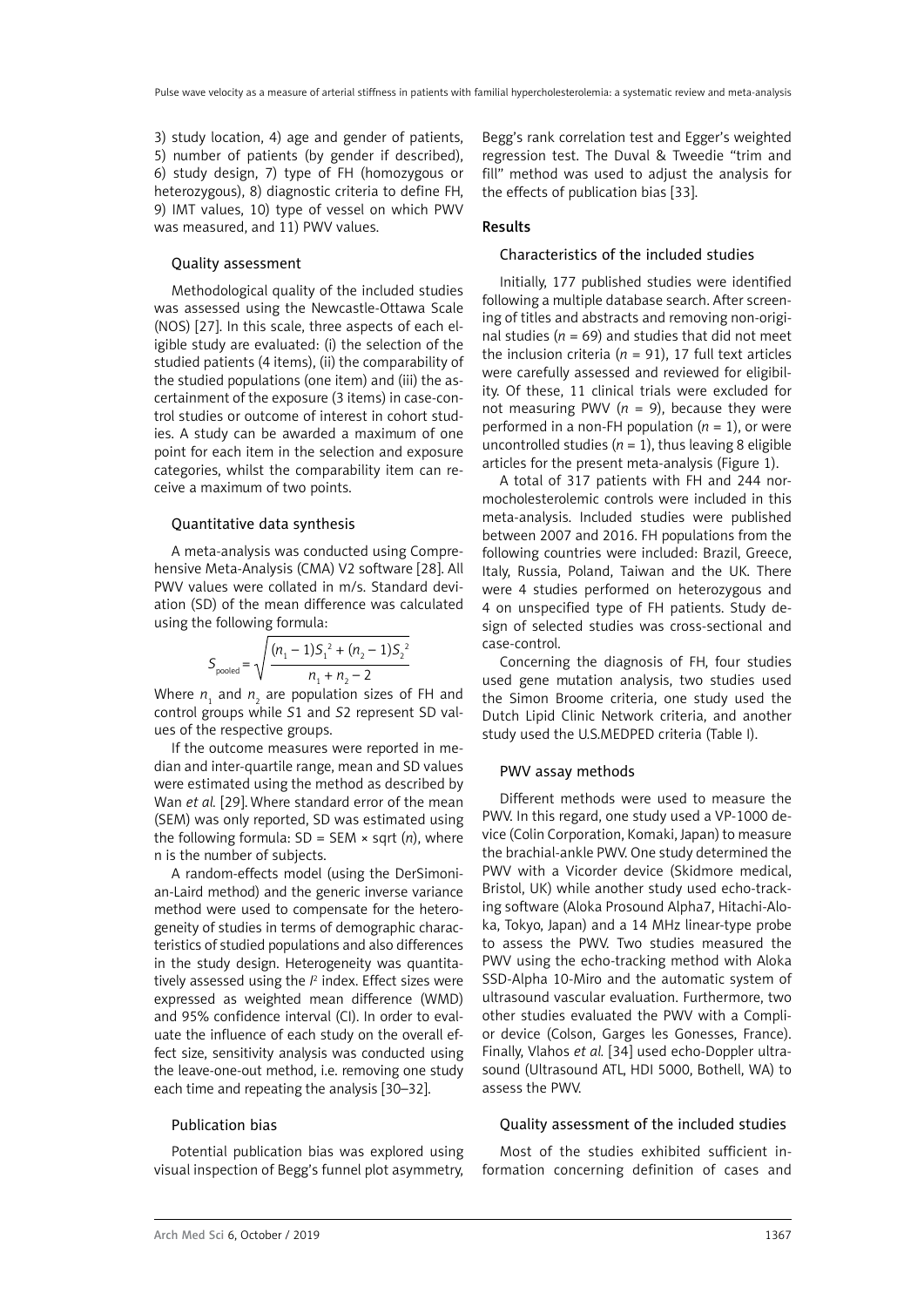3) study location, 4) age and gender of patients, 5) number of patients (by gender if described), 6) study design, 7) type of FH (homozygous or heterozygous), 8) diagnostic criteria to define FH, 9) IMT values, 10) type of vessel on which PWV was measured, and 11) PWV values.

### Quality assessment

Methodological quality of the included studies was assessed using the Newcastle-Ottawa Scale (NOS) [27]. In this scale, three aspects of each eligible study are evaluated: (i) the selection of the studied patients (4 items), (ii) the comparability of the studied populations (one item) and (iii) the ascertainment of the exposure (3 items) in case-control studies or outcome of interest in cohort studies. A study can be awarded a maximum of one point for each item in the selection and exposure categories, whilst the comparability item can receive a maximum of two points.

### Quantitative data synthesis

A meta-analysis was conducted using Comprehensive Meta-Analysis (CMA) V2 software [28]. All PWV values were collated in m/s. Standard deviation (SD) of the mean difference was calculated using the following formula:

$$S_{\text{pooled}} = \sqrt{\frac{(n_1 - 1)S_1^2 + (n_2 - 1)S_2^2}{n_1 + n_2 - 2}}$$

Where $n_1$ and $n_2$ are population sizes of FH and control groups while $S1$ and $S2$ represent SD values of the respective groups.

If the outcome measures were reported in median and inter-quartile range, mean and SD values were estimated using the method as described by Wan *et al.* [29]. Where standard error of the mean (SEM) was only reported, SD was estimated using the following formula: SD = SEM × sqrt ($n$), where n is the number of subjects.

A random-effects model (using the DerSimonian-Laird method) and the generic inverse variance method were used to compensate for the heterogeneity of studies in terms of demographic characteristics of studied populations and also differences in the study design. Heterogeneity was quantitatively assessed using the $I^2$ index. Effect sizes were expressed as weighted mean difference (WMD) and 95% confidence interval (CI). In order to evaluate the influence of each study on the overall effect size, sensitivity analysis was conducted using the leave-one-out method, i.e. removing one study each time and repeating the analysis [30–32].

### Publication bias

Potential publication bias was explored using visual inspection of Begg's funnel plot asymmetry, Begg's rank correlation test and Egger's weighted regression test. The Duval & Tweedie "trim and fill" method was used to adjust the analysis for the effects of publication bias [33].

## Results

### Characteristics of the included studies

Initially, 177 published studies were identified following a multiple database search. After screening of titles and abstracts and removing non-original studies ($n$ = 69) and studies that did not meet the inclusion criteria ($n$ = 91), 17 full text articles were carefully assessed and reviewed for eligibility. Of these, 11 clinical trials were excluded for not measuring PWV ($n$ = 9), because they were performed in a non-FH population ($n$ = 1), or were uncontrolled studies ($n$ = 1), thus leaving 8 eligible articles for the present meta-analysis (Figure 1).

A total of 317 patients with FH and 244 normocholesterolemic controls were included in this meta-analysis. Included studies were published between 2007 and 2016. FH populations from the following countries were included: Brazil, Greece, Italy, Russia, Poland, Taiwan and the UK. There were 4 studies performed on heterozygous and 4 on unspecified type of FH patients. Study design of selected studies was cross-sectional and case-control.

Concerning the diagnosis of FH, four studies used gene mutation analysis, two studies used the Simon Broome criteria, one study used the Dutch Lipid Clinic Network criteria, and another study used the U.S.MEDPED criteria (Table I).

### PWV assay methods

Different methods were used to measure the PWV. In this regard, one study used a VP-1000 device (Colin Corporation, Komaki, Japan) to measure the brachial-ankle PWV. One study determined the PWV with a Vicorder device (Skidmore medical, Bristol, UK) while another study used echo-tracking software (Aloka Prosound Alpha7, Hitachi-Aloka, Tokyo, Japan) and a 14 MHz linear-type probe to assess the PWV. Two studies measured the PWV using the echo-tracking method with Aloka SSD-Alpha 10-Miro and the automatic system of ultrasound vascular evaluation. Furthermore, two other studies evaluated the PWV with a Complior device (Colson, Garges les Gonesses, France). Finally, Vlahos *et al.* [34] used echo-Doppler ultrasound (Ultrasound ATL, HDI 5000, Bothell, WA) to assess the PWV.

### Quality assessment of the included studies

Most of the studies exhibited sufficient information concerning definition of cases and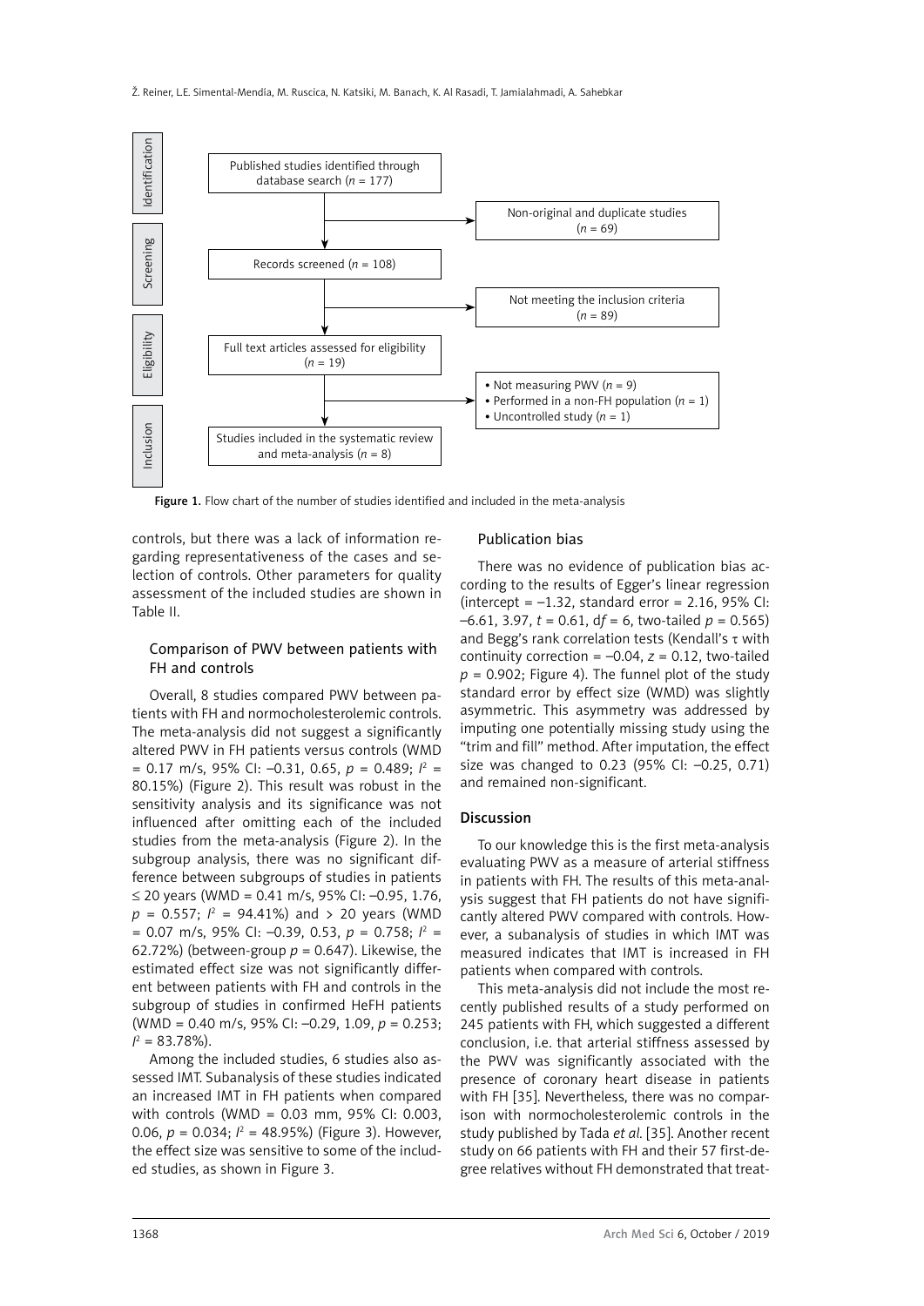Identification

Published studies identified through database search ($n$ = 177)

Non-original and duplicate studies ($n$ = 69)

Screening

Records screened ($n$ = 108)

Not meeting the inclusion criteria ($n$ = 89)

Eligibility

Full text articles assessed for eligibility ($n$ = 19)

- Not measuring PWV ($n$ = 9)
- Performed in a non-FH population ($n$ = 1)
- Uncontrolled study ($n$ = 1)

Inclusion

Studies included in the systematic review and meta-analysis ($n$ = 8)

**Figure 1.** Flow chart of the number of studies identified and included in the meta-analysis

controls, but there was a lack of information regarding representativeness of the cases and selection of controls. Other parameters for quality assessment of the included studies are shown in Table II.

### Comparison of PWV between patients with FH and controls

Overall, 8 studies compared PWV between patients with FH and normocholesterolemic controls. The meta-analysis did not suggest a significantly altered PWV in FH patients versus controls (WMD = 0.17 m/s, 95% CI: –0.31, 0.65, $p$ = 0.489; $I^2$ = 80.15%) (Figure 2). This result was robust in the sensitivity analysis and its significance was not influenced after omitting each of the included studies from the meta-analysis (Figure 2). In the subgroup analysis, there was no significant difference between subgroups of studies in patients ≤ 20 years (WMD = 0.41 m/s, 95% CI: –0.95, 1.76, $p$ = 0.557; $I^2$ = 94.41%) and > 20 years (WMD = 0.07 m/s, 95% CI: –0.39, 0.53, $p$ = 0.758; $I^2$ = 62.72%) (between-group $p$ = 0.647). Likewise, the estimated effect size was not significantly different between patients with FH and controls in the subgroup of studies in confirmed HeFH patients (WMD = 0.40 m/s, 95% CI: –0.29, 1.09, $p$ = 0.253; $I^2$ = 83.78%).

Among the included studies, 6 studies also assessed IMT. Subanalysis of these studies indicated an increased IMT in FH patients when compared with controls (WMD = 0.03 mm, 95% CI: 0.003, 0.06, $p$ = 0.034; $I^2$ = 48.95%) (Figure 3). However, the effect size was sensitive to some of the included studies, as shown in Figure 3.

### Publication bias

There was no evidence of publication bias according to the results of Egger's linear regression (intercept = –1.32, standard error = 2.16, 95% CI: –6.61, 3.97, $t$ = 0.61, d$f$ = 6, two-tailed $p$ = 0.565) and Begg's rank correlation tests (Kendall's $\tau$ with continuity correction = –0.04, $z$ = 0.12, two-tailed $p$ = 0.902; Figure 4). The funnel plot of the study standard error by effect size (WMD) was slightly asymmetric. This asymmetry was addressed by imputing one potentially missing study using the "trim and fill" method. After imputation, the effect size was changed to 0.23 (95% CI: –0.25, 0.71) and remained non-significant.

## Discussion

To our knowledge this is the first meta-analysis evaluating PWV as a measure of arterial stiffness in patients with FH. The results of this meta-analysis suggest that FH patients do not have significantly altered PWV compared with controls. However, a subanalysis of studies in which IMT was measured indicates that IMT is increased in FH patients when compared with controls.

This meta-analysis did not include the most recently published results of a study performed on 245 patients with FH, which suggested a different conclusion, i.e. that arterial stiffness assessed by the PWV was significantly associated with the presence of coronary heart disease in patients with FH [35]. Nevertheless, there was no comparison with normocholesterolemic controls in the study published by Tada *et al.* [35]. Another recent study on 66 patients with FH and their 57 first-degree relatives without FH demonstrated that treat-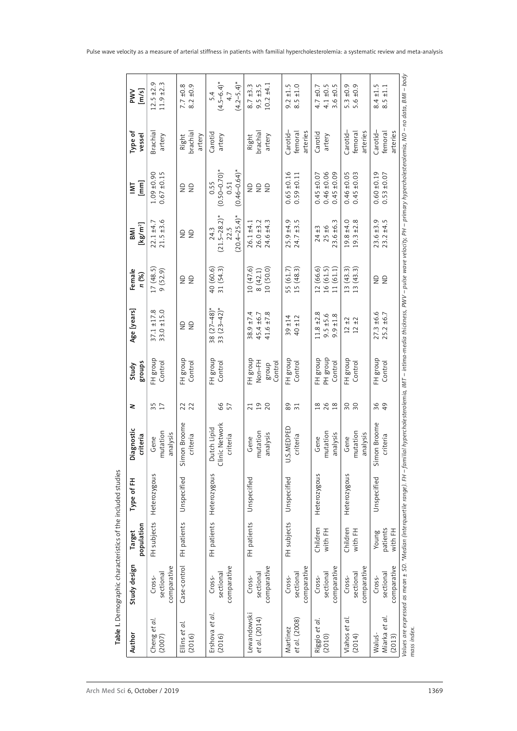**Table I.** Demographic characteristics of the included studies

| Author | Study design | Target population | Type of FH | Diagnostic criteria | N | Study groups | Age [years] | Female n (%) | BMI [kg/m²] | IMT [mm] | Type of vessel | PWV [m/s] |
|---|---|---|---|---|---|---|---|---|---|---|---|---|
| Cheng *et al.* (2007) | Cross-sectional comparative | FH subjects | Heterozygous | Gene mutation analysis | 35<br>17 | FH group<br>Control | 37.1 ±17.8<br>33.0 ±15.0 | 17 (48.5)<br>9 (52.9) | 22.1 ±4.7<br>21.5 ±3.6 | 1.09 ±0.90<br>0.67 ±0.15 | Brachial artery | 12.5 ±2.9<br>11.9 ±2.3 |
| Ellins *et al.* (2016) | Case-control | FH patients | Unspecified | Simon Broome criteria | 22<br>22 | FH group<br>Control | ND<br>ND | ND<br>ND | ND<br>ND | ND<br>ND | Right brachial artery | 7.7 ±0.8<br>8.2 ±0.9 |
| Ershova *et al.* (2016) | Cross-sectional comparative | FH patients | Heterozygous | Dutch Lipid Clinic Network criteria | 66<br>57 | FH group<br>Control | 38 (27–48)*<br>33 (23–42)* | 40 (60.6)<br>31 (54.3) | 24.3 (21.5–28.2)*<br>22.5 (20.4–25.4)* | 0.55 (0.50–0.70)*<br>0.51 (0.46–0.64)* | Carotid artery | 5.4 (4.5–6.4)*<br>4.7 (4.2–5.4)* |
| Lewandowski *et al.* (2014) | Cross-sectional comparative | FH patients | Unspecified | Gene mutation analysis | 21<br>19<br>20 | FH group<br>Non-FH group<br>Control | 38.9 ±7.4<br>45.4 ±6.7<br>41.6 ±7.8 | 10 (47.6)<br>8 (42.1)<br>10 (50.0) | 26.1 ±4.1<br>26.0 ±3.2<br>24.6 ±4.3 | ND<br>ND<br>ND | Right brachial artery | 8.7 ±3.3<br>9.5 ±3.5<br>10.2 ±4.1 |
| Martinez *et al.* (2008) | Cross-sectional comparative | FH subjects | Unspecified | U.S.MEDPED criteria | 89<br>31 | FH group<br>Control | 39 ±14<br>40 ±12 | 55 (61.7)<br>15 (48.3) | 25.9 ±4.9<br>24.7 ±3.5 | 0.65 ±0.16<br>0.59 ±0.11 | Carotid–femoral arteries | 9.2 ±1.5<br>8.5 ±1.0 |
| Riggio *et al.* (2010) | Cross-sectional comparative | Children with FH | Heterozygous | Gene mutation analysis | 18<br>26<br>18 | FH group<br>PH group<br>Control | 11.8 ±2.8<br>9.5 ±5.6<br>9.9 ±1.8 | 12 (66.6)<br>16 (61.5)<br>11 (61.1) | 24 ±3<br>25 ±6<br>23.6 ±6.3 | 0.45 ±0.07<br>0.46 ±0.06<br>0.45 ±0.09 | Carotid artery | 4.7 ±0.7<br>4.1 ±0.5<br>3.6 ±0.5 |
| Vlahos *et al.* (2014) | Cross-sectional comparative | Children with FH | Heterozygous | Gene mutation analysis | 30<br>30 | FH group<br>Control | 12 ±2<br>12 ±2 | 13 (43.3)<br>13 (43.3) | 19.8 ±4.0<br>19.3 ±2.8 | 0.46 ±0.05<br>0.45 ±0.03 | Carotid–femoral arteries | 5.3 ±0.9<br>5.6 ±0.9 |
| Waluś-Miarka *et al.* (2013) | Cross-sectional comparative | Young patients with FH | Unspecified | Simon Broome criteria | 36<br>49 | FH group<br>Control | 27.3 ±6.6<br>25.2 ±6.7 | ND<br>ND | 23.6 ±3.9<br>23.2 ±4.5 | 0.60 ±0.19<br>0.53 ±0.07 | Carotid–femoral arteries | 8.4 ±1.5<br>8.5 ±1.1 |

*Values are expressed as mean ± SD. \*Median (interquartile range). FH – familial hypercholesterolemia, IMT – intima-media thickness, PWV – pulse wave velocity, PH – primary hypercholesterolemia, ND – no data, BMI – body mass index.*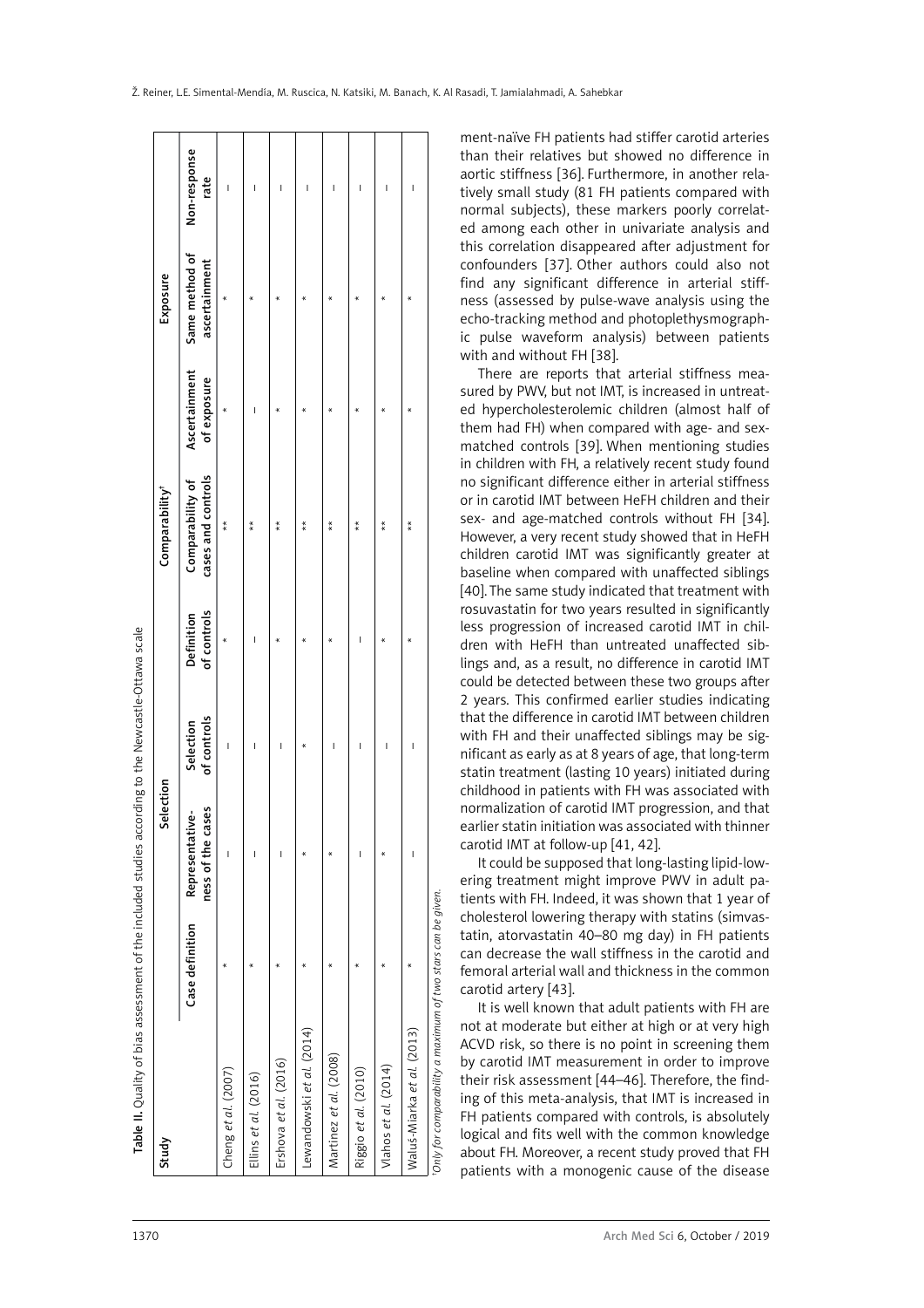**Table II.** Quality of bias assessment of the included studies according to the Newcastle-Ottawa scale

| Study | Selection | | | | Comparability[†] | Exposure | | |
|---|---|---|---|---|---|---|---|---|
| | Case definition | Representative-ness of the cases | Selection of controls | Definition of controls | Comparability of cases and controls | Ascertainment of exposure | Same method of ascertainment | Non-response rate |
| Cheng *et al.* (2007) | * | – | – | * | ** | * | * | – |
| Ellins *et al.* (2016) | * | – | – | – | ** | – | * | – |
| Ershova *et al.* (2016) | * | – | – | * | ** | * | * | – |
| Lewandowski *et al.* (2014) | * | * | * | * | ** | * | * | – |
| Martinez *et al.* (2008) | * | * | – | * | ** | * | * | – |
| Riggio *et al.* (2010) | * | – | – | – | ** | * | * | – |
| Vlahos *et al.* (2014) | * | * | – | * | ** | * | * | – |
| Waluś-Miarka *et al.* (2013) | * | – | – | * | ** | * | * | – |

[†]*Only for comparability a maximum of two stars can be given.*

ment-naïve FH patients had stiffer carotid arteries than their relatives but showed no difference in aortic stiffness [36]. Furthermore, in another relatively small study (81 FH patients compared with normal subjects), these markers poorly correlated among each other in univariate analysis and this correlation disappeared after adjustment for confounders [37]. Other authors could also not find any significant difference in arterial stiffness (assessed by pulse-wave analysis using the echo-tracking method and photoplethysmographic pulse waveform analysis) between patients with and without FH [38].

There are reports that arterial stiffness measured by PWV, but not IMT, is increased in untreated hypercholesterolemic children (almost half of them had FH) when compared with age- and sex-matched controls [39]. When mentioning studies in children with FH, a relatively recent study found no significant difference either in arterial stiffness or in carotid IMT between HeFH children and their sex- and age-matched controls without FH [34]. However, a very recent study showed that in HeFH children carotid IMT was significantly greater at baseline when compared with unaffected siblings [40]. The same study indicated that treatment with rosuvastatin for two years resulted in significantly less progression of increased carotid IMT in children with HeFH than untreated unaffected siblings and, as a result, no difference in carotid IMT could be detected between these two groups after 2 years. This confirmed earlier studies indicating that the difference in carotid IMT between children with FH and their unaffected siblings may be significant as early as at 8 years of age, that long-term statin treatment (lasting 10 years) initiated during childhood in patients with FH was associated with normalization of carotid IMT progression, and that earlier statin initiation was associated with thinner carotid IMT at follow-up [41, 42].

It could be supposed that long-lasting lipid-lowering treatment might improve PWV in adult patients with FH. Indeed, it was shown that 1 year of cholesterol lowering therapy with statins (simvastatin, atorvastatin 40–80 mg day) in FH patients can decrease the wall stiffness in the carotid and femoral arterial wall and thickness in the common carotid artery [43].

It is well known that adult patients with FH are not at moderate but either at high or at very high ACVD risk, so there is no point in screening them by carotid IMT measurement in order to improve their risk assessment [44–46]. Therefore, the finding of this meta-analysis, that IMT is increased in FH patients compared with controls, is absolutely logical and fits well with the common knowledge about FH. Moreover, a recent study proved that FH patients with a monogenic cause of the disease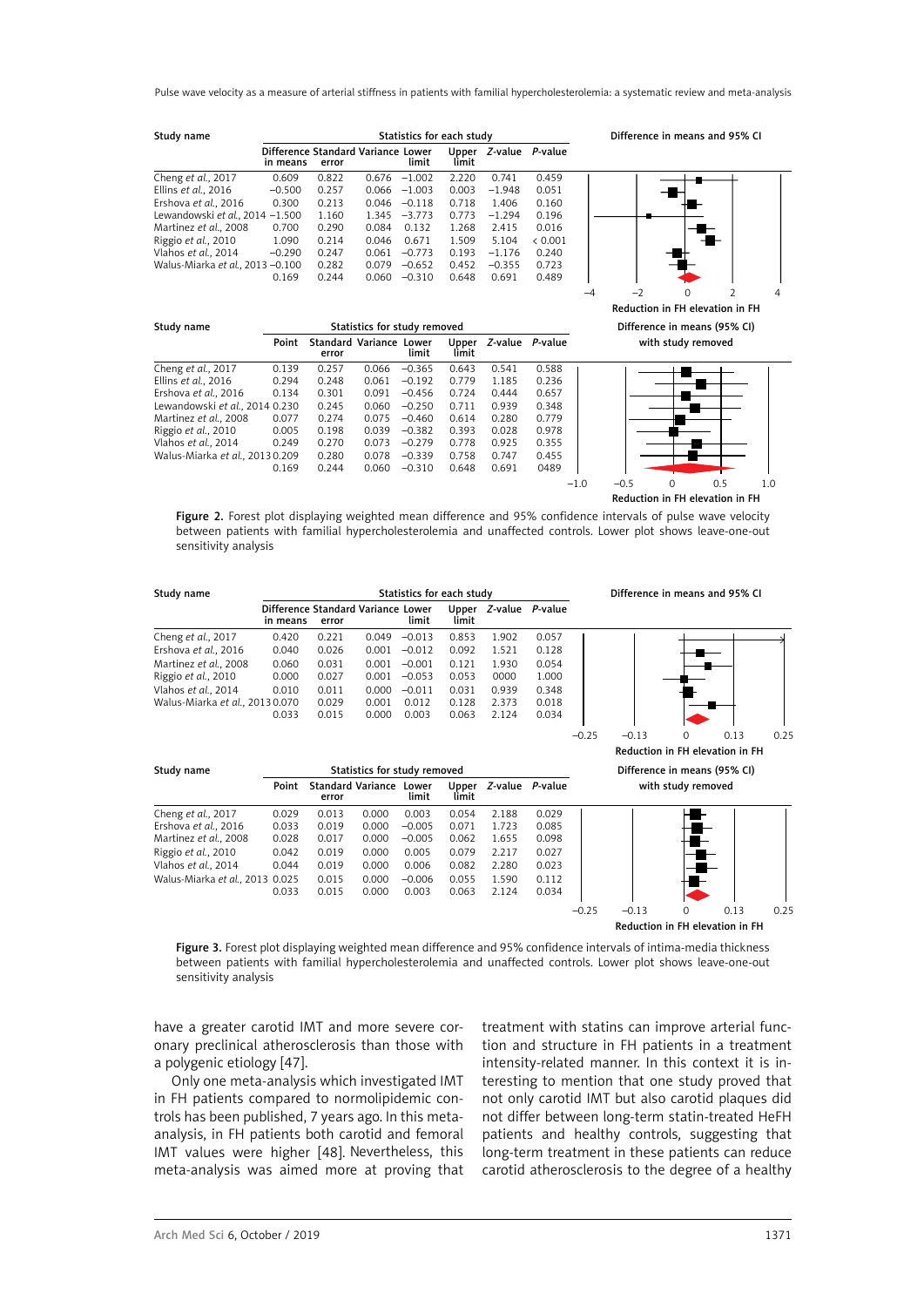| Study name | Statistics for each study | | | | | | |
|---|---|---|---|---|---|---|---|
| | Difference in means | Standard error | Variance | Lower limit | Upper limit | Z-value | P-value |
| Cheng *et al.*, 2017 | 0.609 | 0.822 | 0.676 | −1.002 | 2.220 | 0.741 | 0.459 |
| Ellins *et al.*, 2016 | −0.500 | 0.257 | 0.066 | −1.003 | 0.003 | −1.948 | 0.051 |
| Ershova *et al.*, 2016 | 0.300 | 0.213 | 0.046 | −0.118 | 0.718 | 1.406 | 0.160 |
| Lewandowski *et al.*, 2014 | −1.500 | 1.160 | 1.345 | −3.773 | 0.773 | −1.294 | 0.196 |
| Martinez *et al.*, 2008 | 0.700 | 0.290 | 0.084 | 0.132 | 1.268 | 2.415 | 0.016 |
| Riggio *et al.*, 2010 | 1.090 | 0.214 | 0.046 | 0.671 | 1.509 | 5.104 | < 0.001 |
| Vlahos *et al.*, 2014 | −0.290 | 0.247 | 0.061 | −0.773 | 0.193 | −1.176 | 0.240 |
| Walus-Miarka *et al.*, 2013 | −0.100 | 0.282 | 0.079 | −0.652 | 0.452 | −0.355 | 0.723 |
| | 0.169 | 0.244 | 0.060 | −0.310 | 0.648 | 0.691 | 0.489 |

Difference in means and 95% CI (−4 to 4); Reduction in FH elevation in FH

| Study name | Statistics for study removed | | | | | | |
|---|---|---|---|---|---|---|---|
| | Point | Standard error | Variance | Lower limit | Upper limit | Z-value | P-value |
| Cheng *et al.*, 2017 | 0.139 | 0.257 | 0.066 | −0.365 | 0.643 | 0.541 | 0.588 |
| Ellins *et al.*, 2016 | 0.294 | 0.248 | 0.061 | −0.192 | 0.779 | 1.185 | 0.236 |
| Ershova *et al.*, 2016 | 0.134 | 0.301 | 0.091 | −0.456 | 0.724 | 0.444 | 0.657 |
| Lewandowski *et al.*, 2014 | 0.230 | 0.245 | 0.060 | −0.250 | 0.711 | 0.939 | 0.348 |
| Martinez *et al.*, 2008 | 0.077 | 0.274 | 0.075 | −0.460 | 0.614 | 0.280 | 0.779 |
| Riggio *et al.*, 2010 | 0.005 | 0.198 | 0.039 | −0.382 | 0.393 | 0.028 | 0.978 |
| Vlahos *et al.*, 2014 | 0.249 | 0.270 | 0.073 | −0.279 | 0.778 | 0.925 | 0.355 |
| Walus-Miarka *et al.*, 2013 | 0.209 | 0.280 | 0.078 | −0.339 | 0.758 | 0.747 | 0.455 |
| | 0.169 | 0.244 | 0.060 | −0.310 | 0.648 | 0.691 | 0489 |

Difference in means (95% CI) with study removed (−1.0 to 1.0); Reduction in FH elevation in FH

**Figure 2.** Forest plot displaying weighted mean difference and 95% confidence intervals of pulse wave velocity between patients with familial hypercholesterolemia and unaffected controls. Lower plot shows leave-one-out sensitivity analysis

| Study name | Statistics for each study | | | | | | |
|---|---|---|---|---|---|---|---|
| | Difference in means | Standard error | Variance | Lower limit | Upper limit | Z-value | P-value |
| Cheng *et al.*, 2017 | 0.420 | 0.221 | 0.049 | −0.013 | 0.853 | 1.902 | 0.057 |
| Ershova *et al.*, 2016 | 0.040 | 0.026 | 0.001 | −0.012 | 0.092 | 1.521 | 0.128 |
| Martinez *et al.*, 2008 | 0.060 | 0.031 | 0.001 | −0.001 | 0.121 | 1.930 | 0.054 |
| Riggio *et al.*, 2010 | 0.000 | 0.027 | 0.001 | −0.053 | 0.053 | 0000 | 1.000 |
| Vlahos *et al.*, 2014 | 0.010 | 0.011 | 0.000 | −0.011 | 0.031 | 0.939 | 0.348 |
| Walus-Miarka *et al.*, 2013 | 0.070 | 0.029 | 0.001 | 0.012 | 0.128 | 2.373 | 0.018 |
| | 0.033 | 0.015 | 0.000 | 0.003 | 0.063 | 2.124 | 0.034 |

Difference in means and 95% CI (−0.25 to 0.25); Reduction in FH elevation in FH

| Study name | Statistics for study removed | | | | | | |
|---|---|---|---|---|---|---|---|
| | Point | Standard error | Variance | Lower limit | Upper limit | Z-value | P-value |
| Cheng *et al.*, 2017 | 0.029 | 0.013 | 0.000 | 0.003 | 0.054 | 2.188 | 0.029 |
| Ershova *et al.*, 2016 | 0.033 | 0.019 | 0.000 | −0.005 | 0.071 | 1.723 | 0.085 |
| Martinez *et al.*, 2008 | 0.028 | 0.017 | 0.000 | −0.005 | 0.062 | 1.655 | 0.098 |
| Riggio *et al.*, 2010 | 0.042 | 0.019 | 0.000 | 0.005 | 0.079 | 2.217 | 0.027 |
| Vlahos *et al.*, 2014 | 0.044 | 0.019 | 0.000 | 0.006 | 0.082 | 2.280 | 0.023 |
| Walus-Miarka *et al.*, 2013 | 0.025 | 0.015 | 0.000 | −0.006 | 0.055 | 1.590 | 0.112 |
| | 0.033 | 0.015 | 0.000 | 0.003 | 0.063 | 2.124 | 0.034 |

Difference in means (95% CI) with study removed (−0.25 to 0.25); Reduction in FH elevation in FH

**Figure 3.** Forest plot displaying weighted mean difference and 95% confidence intervals of intima-media thickness between patients with familial hypercholesterolemia and unaffected controls. Lower plot shows leave-one-out sensitivity analysis

have a greater carotid IMT and more severe coronary preclinical atherosclerosis than those with a polygenic etiology [47].

Only one meta-analysis which investigated IMT in FH patients compared to normolipidemic controls has been published, 7 years ago. In this meta-analysis, in FH patients both carotid and femoral IMT values were higher [48]. Nevertheless, this meta-analysis was aimed more at proving that treatment with statins can improve arterial function and structure in FH patients in a treatment intensity-related manner. In this context it is interesting to mention that one study proved that not only carotid IMT but also carotid plaques did not differ between long-term statin-treated HeFH patients and healthy controls, suggesting that long-term treatment in these patients can reduce carotid atherosclerosis to the degree of a healthy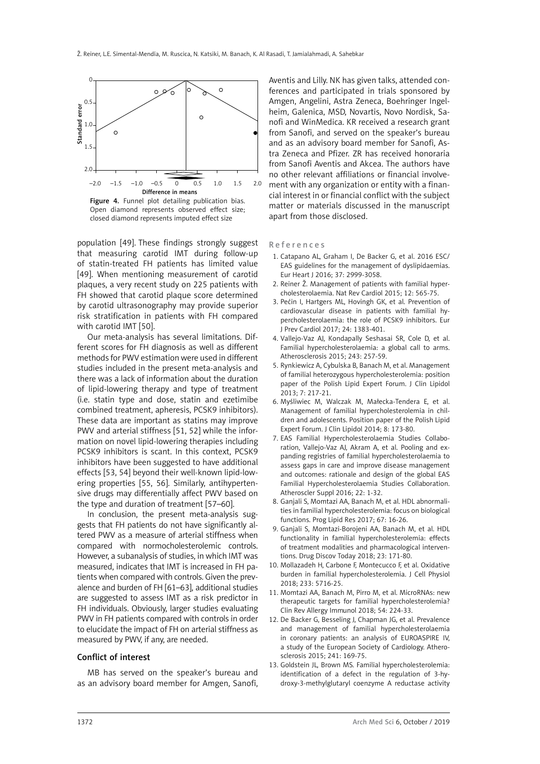Figure 4. Funnel plot detailing publication bias. Open diamond represents observed effect size; closed diamond represents imputed effect size

population [49]. These findings strongly suggest that measuring carotid IMT during follow-up of statin-treated FH patients has limited value [49]. When mentioning measurement of carotid plaques, a very recent study on 225 patients with FH showed that carotid plaque score determined by carotid ultrasonography may provide superior risk stratification in patients with FH compared with carotid IMT [50].

Our meta-analysis has several limitations. Different scores for FH diagnosis as well as different methods for PWV estimation were used in different studies included in the present meta-analysis and there was a lack of information about the duration of lipid-lowering therapy and type of treatment (i.e. statin type and dose, statin and ezetimibe combined treatment, apheresis, PCSK9 inhibitors). These data are important as statins may improve PWV and arterial stiffness [51, 52] while the information on novel lipid-lowering therapies including PCSK9 inhibitors is scant. In this context, PCSK9 inhibitors have been suggested to have additional effects [53, 54] beyond their well-known lipid-lowering properties [55, 56]. Similarly, antihypertensive drugs may differentially affect PWV based on the type and duration of treatment [57–60].

In conclusion, the present meta-analysis suggests that FH patients do not have significantly altered PWV as a measure of arterial stiffness when compared with normocholesterolemic controls. However, a subanalysis of studies, in which IMT was measured, indicates that IMT is increased in FH patients when compared with controls. Given the prevalence and burden of FH [61–63], additional studies are suggested to assess IMT as a risk predictor in FH individuals. Obviously, larger studies evaluating PWV in FH patients compared with controls in order to elucidate the impact of FH on arterial stiffness as measured by PWV, if any, are needed.

## Conflict of interest

MB has served on the speaker's bureau and as an advisory board member for Amgen, Sanofi, Aventis and Lilly. NK has given talks, attended conferences and participated in trials sponsored by Amgen, Angelini, Astra Zeneca, Boehringer Ingelheim, Galenica, MSD, Novartis, Novo Nordisk, Sanofi and WinMedica. KR received a research grant from Sanofi, and served on the speaker's bureau and as an advisory board member for Sanofi, Astra Zeneca and Pfizer. ZR has received honoraria from Sanofi Aventis and Akcea. The authors have no other relevant affiliations or financial involvement with any organization or entity with a financial interest in or financial conflict with the subject matter or materials discussed in the manuscript apart from those disclosed.

## References

1. Catapano AL, Graham I, De Backer G, et al. 2016 ESC/EAS guidelines for the management of dyslipidaemias. Eur Heart J 2016; 37: 2999-3058.
2. Reiner Ž. Management of patients with familial hypercholesterolaemia. Nat Rev Cardiol 2015; 12: 565-75.
3. Pećin I, Hartgers ML, Hovingh GK, et al. Prevention of cardiovascular disease in patients with familial hypercholesterolaemia: the role of PCSK9 inhibitors. Eur J Prev Cardiol 2017; 24: 1383-401.
4. Vallejo-Vaz AJ, Kondapally Seshasai SR, Cole D, et al. Familial hypercholesterolaemia: a global call to arms. Atherosclerosis 2015; 243: 257-59.
5. Rynkiewicz A, Cybulska B, Banach M, et al. Management of familial heterozygous hypercholesterolemia: position paper of the Polish Lipid Expert Forum. J Clin Lipidol 2013; 7: 217-21.
6. Myśliwiec M, Walczak M, Małecka-Tendera E, et al. Management of familial hypercholesterolemia in children and adolescents. Position paper of the Polish Lipid Expert Forum. J Clin Lipidol 2014; 8: 173-80.
7. EAS Familial Hypercholesterolaemia Studies Collaboration, Vallejo-Vaz AJ, Akram A, et al. Pooling and expanding registries of familial hypercholesterolaemia to assess gaps in care and improve disease management and outcomes: rationale and design of the global EAS Familial Hypercholesterolaemia Studies Collaboration. Atheroscler Suppl 2016; 22: 1-32.
8. Ganjali S, Momtazi AA, Banach M, et al. HDL abnormalities in familial hypercholesterolemia: focus on biological functions. Prog Lipid Res 2017; 67: 16-26.
9. Ganjali S, Momtazi-Borojeni AA, Banach M, et al. HDL functionality in familial hypercholesterolemia: effects of treatment modalities and pharmacological interventions. Drug Discov Today 2018; 23: 171-80.
10. Mollazadeh H, Carbone F, Montecucco F, et al. Oxidative burden in familial hypercholesterolemia. J Cell Physiol 2018; 233: 5716-25.
11. Momtazi AA, Banach M, Pirro M, et al. MicroRNAs: new therapeutic targets for familial hypercholesterolemia? Clin Rev Allergy Immunol 2018; 54: 224-33.
12. De Backer G, Besseling J, Chapman JG, et al. Prevalence and management of familial hypercholesterolaemia in coronary patients: an analysis of EUROASPIRE IV, a study of the European Society of Cardiology. Atherosclerosis 2015; 241: 169-75.
13. Goldstein JL, Brown MS. Familial hypercholesterolemia: identification of a defect in the regulation of 3-hydroxy-3-methylglutaryl coenzyme A reductase activity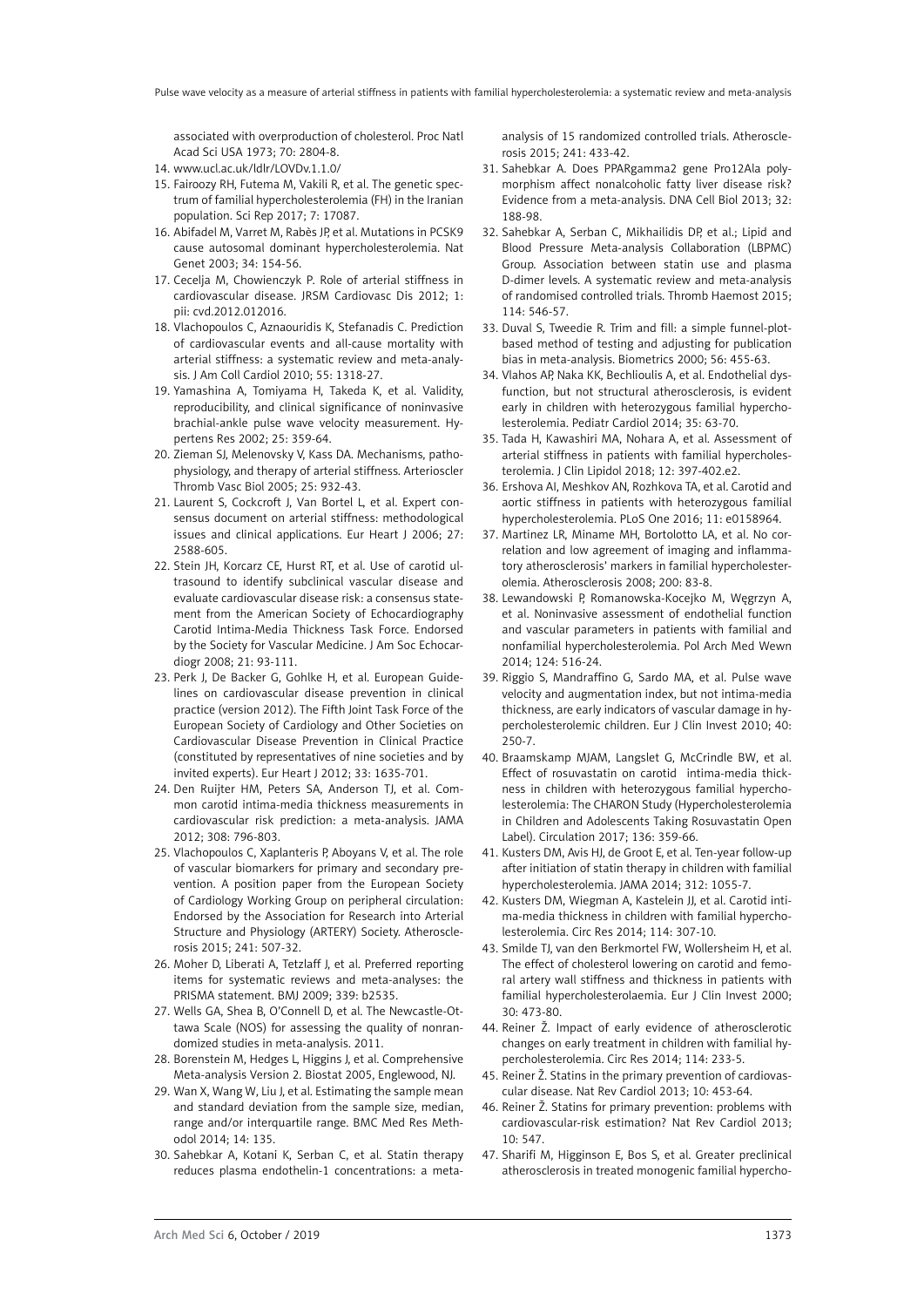associated with overproduction of cholesterol. Proc Natl Acad Sci USA 1973; 70: 2804-8.

14. www.ucl.ac.uk/ldlr/LOVDv.1.1.0/
15. Fairoozy RH, Futema M, Vakili R, et al. The genetic spectrum of familial hypercholesterolemia (FH) in the Iranian population. Sci Rep 2017; 7: 17087.
16. Abifadel M, Varret M, Rabès JP, et al. Mutations in PCSK9 cause autosomal dominant hypercholesterolemia. Nat Genet 2003; 34: 154-56.
17. Cecelja M, Chowienczyk P. Role of arterial stiffness in cardiovascular disease. JRSM Cardiovasc Dis 2012; 1: pii: cvd.2012.012016.
18. Vlachopoulos C, Aznaouridis K, Stefanadis C. Prediction of cardiovascular events and all-cause mortality with arterial stiffness: a systematic review and meta-analysis. J Am Coll Cardiol 2010; 55: 1318-27.
19. Yamashina A, Tomiyama H, Takeda K, et al. Validity, reproducibility, and clinical significance of noninvasive brachial-ankle pulse wave velocity measurement. Hypertens Res 2002; 25: 359-64.
20. Zieman SJ, Melenovsky V, Kass DA. Mechanisms, pathophysiology, and therapy of arterial stiffness. Arterioscler Thromb Vasc Biol 2005; 25: 932-43.
21. Laurent S, Cockcroft J, Van Bortel L, et al. Expert consensus document on arterial stiffness: methodological issues and clinical applications. Eur Heart J 2006; 27: 2588-605.
22. Stein JH, Korcarz CE, Hurst RT, et al. Use of carotid ultrasound to identify subclinical vascular disease and evaluate cardiovascular disease risk: a consensus statement from the American Society of Echocardiography Carotid Intima-Media Thickness Task Force. Endorsed by the Society for Vascular Medicine. J Am Soc Echocardiogr 2008; 21: 93-111.
23. Perk J, De Backer G, Gohlke H, et al. European Guidelines on cardiovascular disease prevention in clinical practice (version 2012). The Fifth Joint Task Force of the European Society of Cardiology and Other Societies on Cardiovascular Disease Prevention in Clinical Practice (constituted by representatives of nine societies and by invited experts). Eur Heart J 2012; 33: 1635-701.
24. Den Ruijter HM, Peters SA, Anderson TJ, et al. Common carotid intima-media thickness measurements in cardiovascular risk prediction: a meta-analysis. JAMA 2012; 308: 796-803.
25. Vlachopoulos C, Xaplanteris P, Aboyans V, et al. The role of vascular biomarkers for primary and secondary prevention. A position paper from the European Society of Cardiology Working Group on peripheral circulation: Endorsed by the Association for Research into Arterial Structure and Physiology (ARTERY) Society. Atherosclerosis 2015; 241: 507-32.
26. Moher D, Liberati A, Tetzlaff J, et al. Preferred reporting items for systematic reviews and meta-analyses: the PRISMA statement. BMJ 2009; 339: b2535.
27. Wells GA, Shea B, O'Connell D, et al. The Newcastle-Ottawa Scale (NOS) for assessing the quality of nonrandomized studies in meta-analysis. 2011.
28. Borenstein M, Hedges L, Higgins J, et al. Comprehensive Meta-analysis Version 2. Biostat 2005, Englewood, NJ.
29. Wan X, Wang W, Liu J, et al. Estimating the sample mean and standard deviation from the sample size, median, range and/or interquartile range. BMC Med Res Methodol 2014; 14: 135.
30. Sahebkar A, Kotani K, Serban C, et al. Statin therapy reduces plasma endothelin-1 concentrations: a meta-analysis of 15 randomized controlled trials. Atherosclerosis 2015; 241: 433-42.
31. Sahebkar A. Does PPARgamma2 gene Pro12Ala polymorphism affect nonalcoholic fatty liver disease risk? Evidence from a meta-analysis. DNA Cell Biol 2013; 32: 188-98.
32. Sahebkar A, Serban C, Mikhailidis DP, et al.; Lipid and Blood Pressure Meta-analysis Collaboration (LBPMC) Group. Association between statin use and plasma D-dimer levels. A systematic review and meta-analysis of randomised controlled trials. Thromb Haemost 2015; 114: 546-57.
33. Duval S, Tweedie R. Trim and fill: a simple funnel-plot-based method of testing and adjusting for publication bias in meta-analysis. Biometrics 2000; 56: 455-63.
34. Vlahos AP, Naka KK, Bechlioulis A, et al. Endothelial dysfunction, but not structural atherosclerosis, is evident early in children with heterozygous familial hypercholesterolemia. Pediatr Cardiol 2014; 35: 63-70.
35. Tada H, Kawashiri MA, Nohara A, et al. Assessment of arterial stiffness in patients with familial hypercholesterolemia. J Clin Lipidol 2018; 12: 397-402.e2.
36. Ershova AI, Meshkov AN, Rozhkova TA, et al. Carotid and aortic stiffness in patients with heterozygous familial hypercholesterolemia. PLoS One 2016; 11: e0158964.
37. Martinez LR, Miname MH, Bortolotto LA, et al. No correlation and low agreement of imaging and inflammatory atherosclerosis' markers in familial hypercholesterolemia. Atherosclerosis 2008; 200: 83-8.
38. Lewandowski P, Romanowska-Kocejko M, Węgrzyn A, et al. Noninvasive assessment of endothelial function and vascular parameters in patients with familial and nonfamilial hypercholesterolemia. Pol Arch Med Wewn 2014; 124: 516-24.
39. Riggio S, Mandraffino G, Sardo MA, et al. Pulse wave velocity and augmentation index, but not intima-media thickness, are early indicators of vascular damage in hypercholesterolemic children. Eur J Clin Invest 2010; 40: 250-7.
40. Braamskamp MJAM, Langslet G, McCrindle BW, et al. Effect of rosuvastatin on carotid intima-media thickness in children with heterozygous familial hypercholesterolemia: The CHARON Study (Hypercholesterolemia in Children and Adolescents Taking Rosuvastatin Open Label). Circulation 2017; 136: 359-66.
41. Kusters DM, Avis HJ, de Groot E, et al. Ten-year follow-up after initiation of statin therapy in children with familial hypercholesterolemia. JAMA 2014; 312: 1055-7.
42. Kusters DM, Wiegman A, Kastelein JJ, et al. Carotid intima-media thickness in children with familial hypercholesterolemia. Circ Res 2014; 114: 307-10.
43. Smilde TJ, van den Berkmortel FW, Wollersheim H, et al. The effect of cholesterol lowering on carotid and femoral artery wall stiffness and thickness in patients with familial hypercholesterolaemia. Eur J Clin Invest 2000; 30: 473-80.
44. Reiner Ž. Impact of early evidence of atherosclerotic changes on early treatment in children with familial hypercholesterolemia. Circ Res 2014; 114: 233-5.
45. Reiner Ž. Statins in the primary prevention of cardiovascular disease. Nat Rev Cardiol 2013; 10: 453-64.
46. Reiner Ž. Statins for primary prevention: problems with cardiovascular-risk estimation? Nat Rev Cardiol 2013; 10: 547.
47. Sharifi M, Higginson E, Bos S, et al. Greater preclinical atherosclerosis in treated monogenic familial hypercho-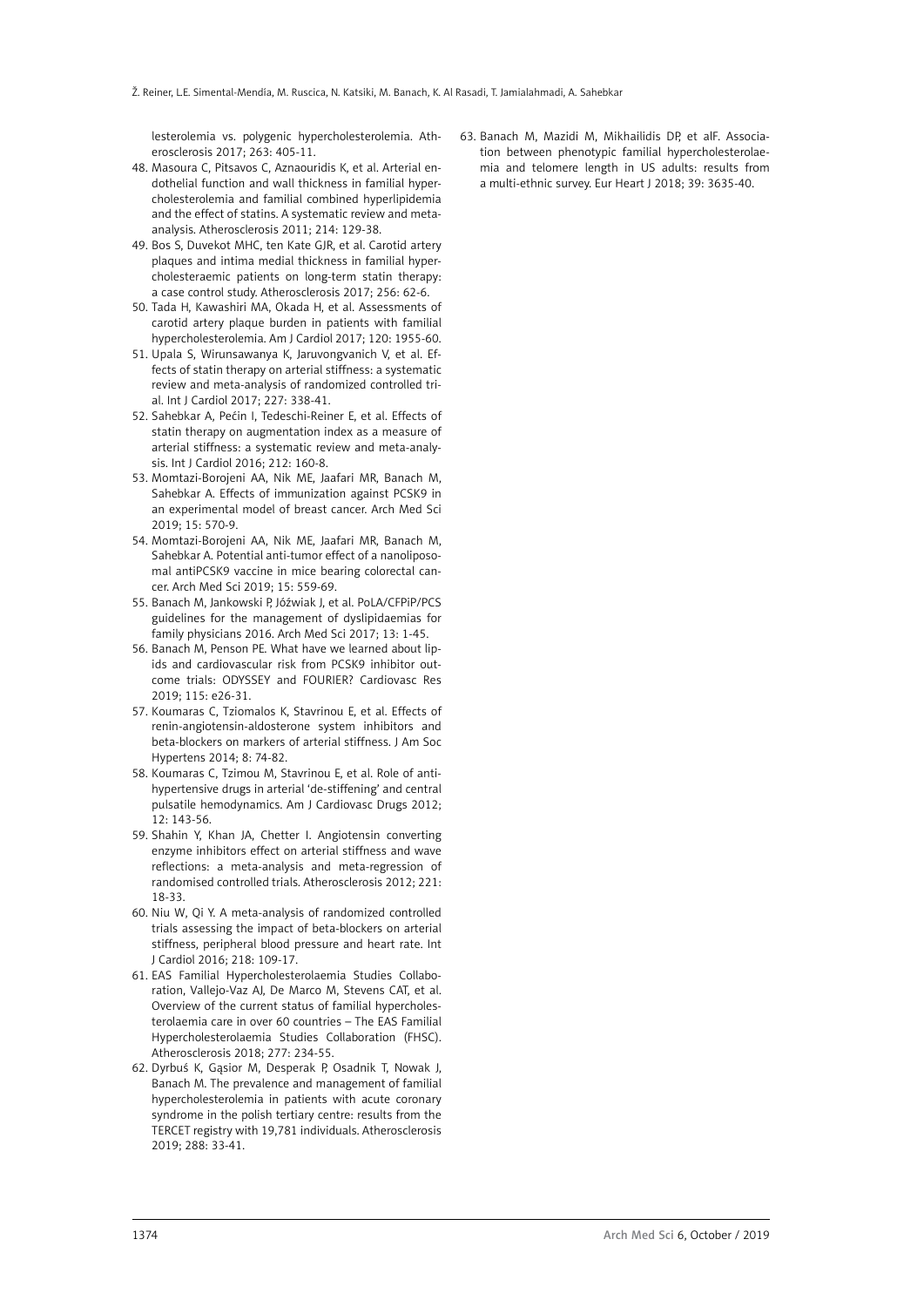lesterolemia vs. polygenic hypercholesterolemia. Atherosclerosis 2017; 263: 405-11.

48. Masoura C, Pitsavos C, Aznaouridis K, et al. Arterial endothelial function and wall thickness in familial hypercholesterolemia and familial combined hyperlipidemia and the effect of statins. A systematic review and meta-analysis. Atherosclerosis 2011; 214: 129-38.
49. Bos S, Duvekot MHC, ten Kate GJR, et al. Carotid artery plaques and intima medial thickness in familial hypercholesteraemic patients on long-term statin therapy: a case control study. Atherosclerosis 2017; 256: 62-6.
50. Tada H, Kawashiri MA, Okada H, et al. Assessments of carotid artery plaque burden in patients with familial hypercholesterolemia. Am J Cardiol 2017; 120: 1955-60.
51. Upala S, Wirunsawanya K, Jaruvongvanich V, et al. Effects of statin therapy on arterial stiffness: a systematic review and meta-analysis of randomized controlled trial. Int J Cardiol 2017; 227: 338-41.
52. Sahebkar A, Pećin I, Tedeschi-Reiner E, et al. Effects of statin therapy on augmentation index as a measure of arterial stiffness: a systematic review and meta-analysis. Int J Cardiol 2016; 212: 160-8.
53. Momtazi-Borojeni AA, Nik ME, Jaafari MR, Banach M, Sahebkar A. Effects of immunization against PCSK9 in an experimental model of breast cancer. Arch Med Sci 2019; 15: 570-9.
54. Momtazi-Borojeni AA, Nik ME, Jaafari MR, Banach M, Sahebkar A. Potential anti-tumor effect of a nanoliposomal antiPCSK9 vaccine in mice bearing colorectal cancer. Arch Med Sci 2019; 15: 559-69.
55. Banach M, Jankowski P, Jóźwiak J, et al. PoLA/CFPiP/PCS guidelines for the management of dyslipidaemias for family physicians 2016. Arch Med Sci 2017; 13: 1-45.
56. Banach M, Penson PE. What have we learned about lipids and cardiovascular risk from PCSK9 inhibitor outcome trials: ODYSSEY and FOURIER? Cardiovasc Res 2019; 115: e26-31.
57. Koumaras C, Tziomalos K, Stavrinou E, et al. Effects of renin-angiotensin-aldosterone system inhibitors and beta-blockers on markers of arterial stiffness. J Am Soc Hypertens 2014; 8: 74-82.
58. Koumaras C, Tzimou M, Stavrinou E, et al. Role of antihypertensive drugs in arterial 'de-stiffening' and central pulsatile hemodynamics. Am J Cardiovasc Drugs 2012; 12: 143-56.
59. Shahin Y, Khan JA, Chetter I. Angiotensin converting enzyme inhibitors effect on arterial stiffness and wave reflections: a meta-analysis and meta-regression of randomised controlled trials. Atherosclerosis 2012; 221: 18-33.
60. Niu W, Qi Y. A meta-analysis of randomized controlled trials assessing the impact of beta-blockers on arterial stiffness, peripheral blood pressure and heart rate. Int J Cardiol 2016; 218: 109-17.
61. EAS Familial Hypercholesterolaemia Studies Collaboration, Vallejo-Vaz AJ, De Marco M, Stevens CAT, et al. Overview of the current status of familial hypercholesterolaemia care in over 60 countries – The EAS Familial Hypercholesterolaemia Studies Collaboration (FHSC). Atherosclerosis 2018; 277: 234-55.
62. Dyrbuś K, Gąsior M, Desperak P, Osadnik T, Nowak J, Banach M. The prevalence and management of familial hypercholesterolemia in patients with acute coronary syndrome in the polish tertiary centre: results from the TERCET registry with 19,781 individuals. Atherosclerosis 2019; 288: 33-41.
63. Banach M, Mazidi M, Mikhailidis DP, et alF. Association between phenotypic familial hypercholesterolaemia and telomere length in US adults: results from a multi-ethnic survey. Eur Heart J 2018; 39: 3635-40.